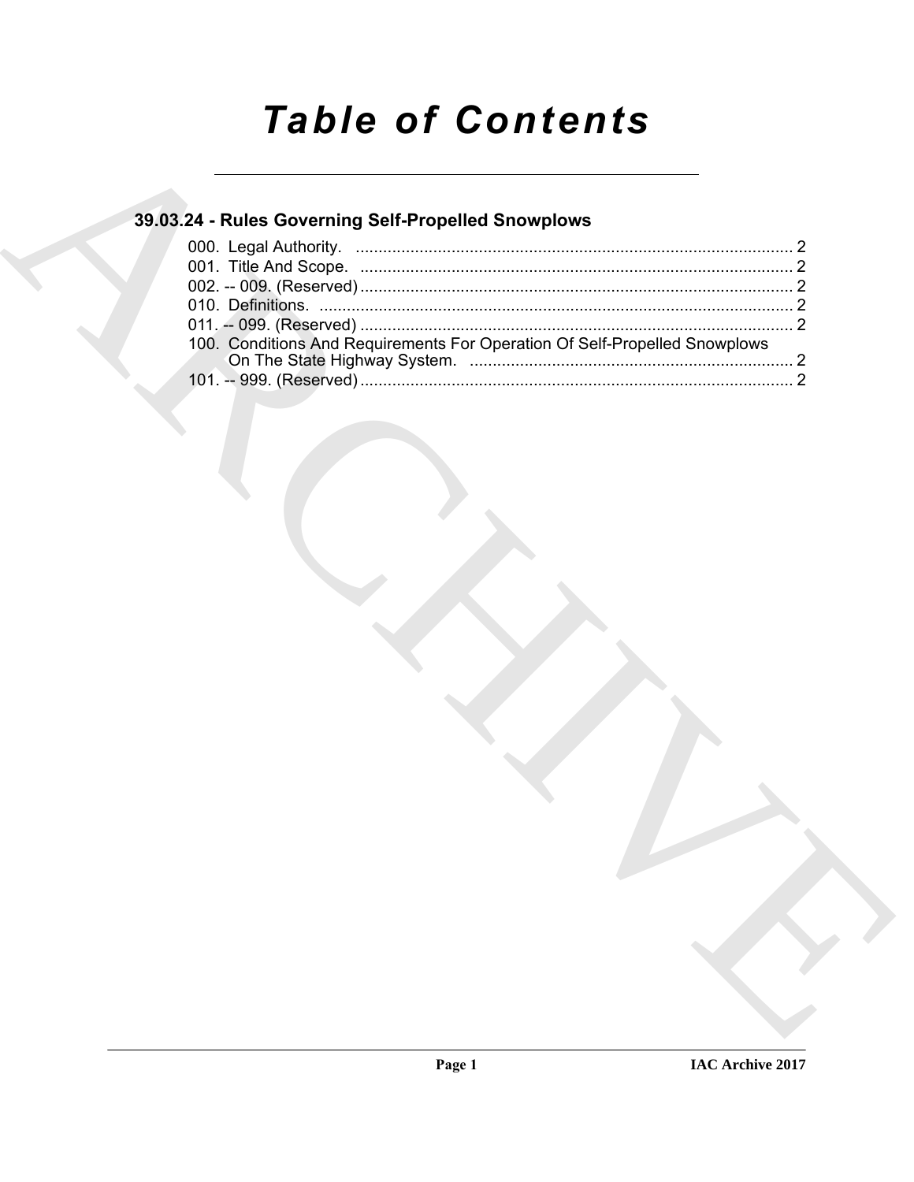# Table of Contents

## 39.03.24 - Rules Governing Self-Propelled Snowplows

000. Legal Authority. ................................................................................................ 2
001. Title And Scope. ................................................................................................ 2
002. -- 009. (Reserved) ................................................................................................ 2
010. Definitions. ................................................................................................ 2
011. -- 099. (Reserved) ................................................................................................ 2
100. Conditions And Requirements For Operation Of Self-Propelled Snowplows On The State Highway System. ................................................................................................ 2
101. -- 999. (Reserved) ................................................................................................ 2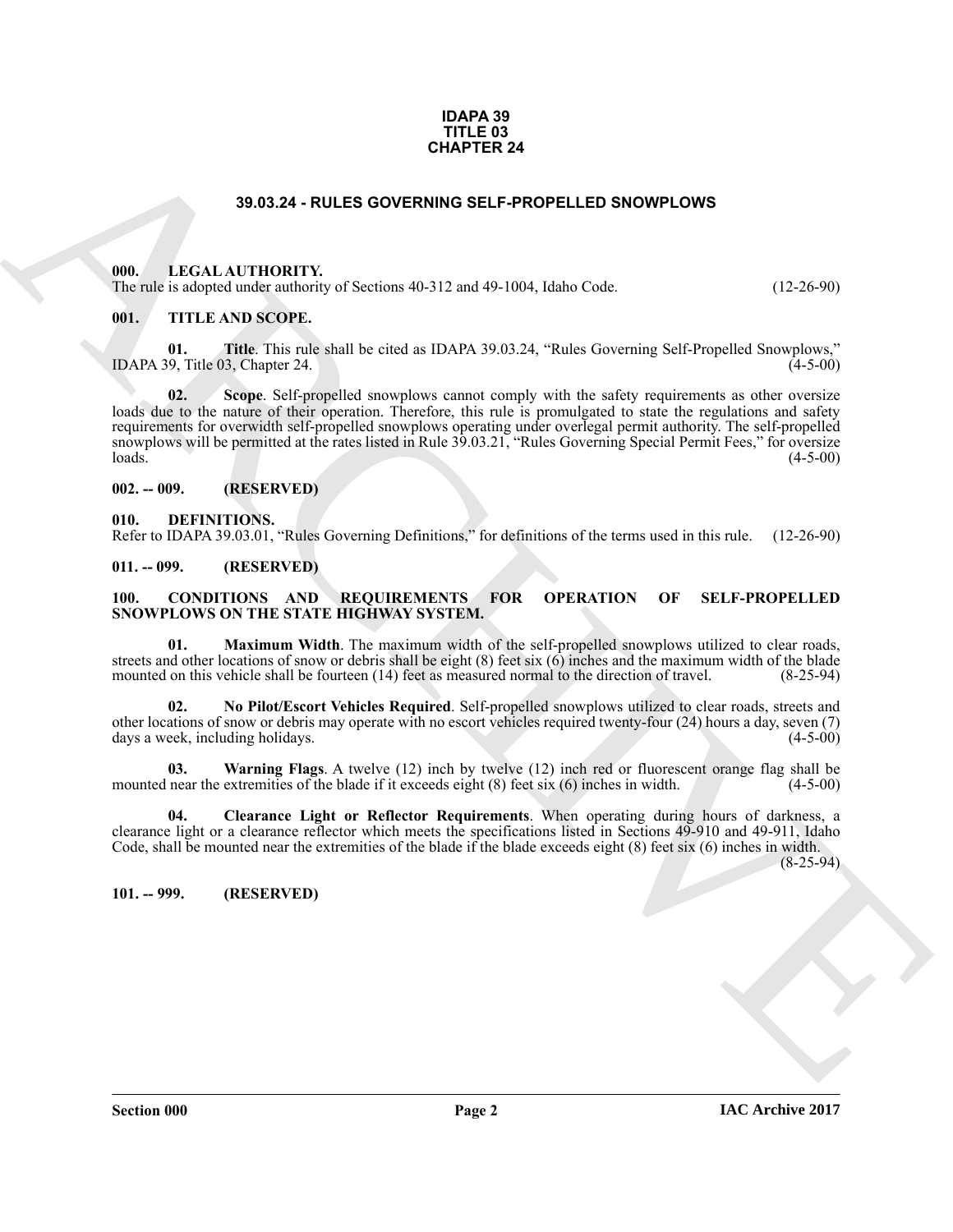**IDAPA 39**
**TITLE 03**
**CHAPTER 24**

## 39.03.24 - RULES GOVERNING SELF-PROPELLED SNOWPLOWS

### 000. LEGAL AUTHORITY.

The rule is adopted under authority of Sections 40-312 and 49-1004, Idaho Code. (12-26-90)

### 001. TITLE AND SCOPE.

**01. Title**. This rule shall be cited as IDAPA 39.03.24, "Rules Governing Self-Propelled Snowplows," IDAPA 39, Title 03, Chapter 24. (4-5-00)

**02. Scope**. Self-propelled snowplows cannot comply with the safety requirements as other oversize loads due to the nature of their operation. Therefore, this rule is promulgated to state the regulations and safety requirements for overwidth self-propelled snowplows operating under overlegal permit authority. The self-propelled snowplows will be permitted at the rates listed in Rule 39.03.21, "Rules Governing Special Permit Fees," for oversize loads. (4-5-00)

### 002. -- 009. (RESERVED)

### 010. DEFINITIONS.

Refer to IDAPA 39.03.01, "Rules Governing Definitions," for definitions of the terms used in this rule. (12-26-90)

### 011. -- 099. (RESERVED)

### 100. CONDITIONS AND REQUIREMENTS FOR OPERATION OF SELF-PROPELLED SNOWPLOWS ON THE STATE HIGHWAY SYSTEM.

**01. Maximum Width**. The maximum width of the self-propelled snowplows utilized to clear roads, streets and other locations of snow or debris shall be eight (8) feet six (6) inches and the maximum width of the blade mounted on this vehicle shall be fourteen (14) feet as measured normal to the direction of travel. (8-25-94)

**02. No Pilot/Escort Vehicles Required**. Self-propelled snowplows utilized to clear roads, streets and other locations of snow or debris may operate with no escort vehicles required twenty-four (24) hours a day, seven (7) days a week, including holidays. (4-5-00)

**03. Warning Flags**. A twelve (12) inch by twelve (12) inch red or fluorescent orange flag shall be mounted near the extremities of the blade if it exceeds eight (8) feet six (6) inches in width. (4-5-00)

**04. Clearance Light or Reflector Requirements**. When operating during hours of darkness, a clearance light or a clearance reflector which meets the specifications listed in Sections 49-910 and 49-911, Idaho Code, shall be mounted near the extremities of the blade if the blade exceeds eight (8) feet six (6) inches in width. (8-25-94)

### 101. -- 999. (RESERVED)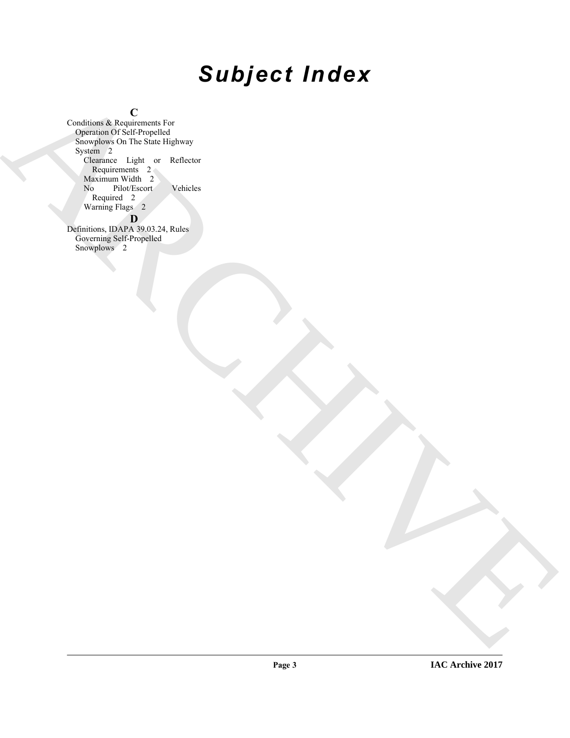# *Subject Index*

**C**

Conditions & Requirements For Operation Of Self-Propelled Snowplows On The State Highway System 2
- Clearance Light or Reflector Requirements 2
- Maximum Width 2
- No Pilot/Escort Vehicles Required 2
- Warning Flags 2

**D**

Definitions, IDAPA 39.03.24, Rules Governing Self-Propelled Snowplows 2